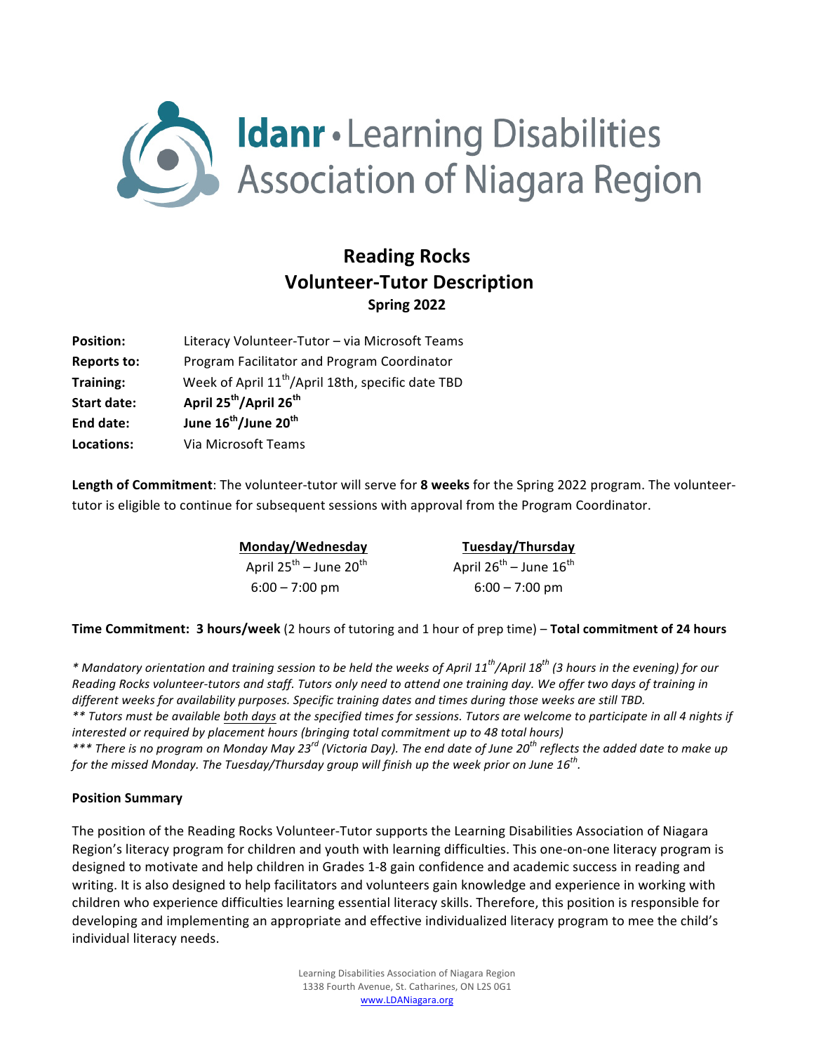# ldanr • Learning Disabilities Association of Niagara Region

## Reading Rocks
## Volunteer-Tutor Description
### Spring 2022

| | |
|---|---|
| **Position:** | Literacy Volunteer-Tutor – via Microsoft Teams |
| **Reports to:** | Program Facilitator and Program Coordinator |
| **Training:** | Week of April 11th/April 18th, specific date TBD |
| **Start date:** | **April 25th/April 26th** |
| **End date:** | **June 16th/June 20th** |
| **Locations:** | Via Microsoft Teams |

**Length of Commitment**: The volunteer-tutor will serve for **8 weeks** for the Spring 2022 program. The volunteer-tutor is eligible to continue for subsequent sessions with approval from the Program Coordinator.

| Monday/Wednesday | Tuesday/Thursday |
|---|---|
| April 25th – June 20th | April 26th – June 16th |
| 6:00 – 7:00 pm | 6:00 – 7:00 pm |

**Time Commitment: 3 hours/week** (2 hours of tutoring and 1 hour of prep time) – **Total commitment of 24 hours**

*\* Mandatory orientation and training session to be held the weeks of April 11th/April 18th (3 hours in the evening) for our Reading Rocks volunteer-tutors and staff. Tutors only need to attend one training day. We offer two days of training in different weeks for availability purposes. Specific training dates and times during those weeks are still TBD.*
*\*\* Tutors must be available both days at the specified times for sessions. Tutors are welcome to participate in all 4 nights if interested or required by placement hours (bringing total commitment up to 48 total hours)*
*\*\*\* There is no program on Monday May 23rd (Victoria Day). The end date of June 20th reflects the added date to make up for the missed Monday. The Tuesday/Thursday group will finish up the week prior on June 16th.*

**Position Summary**

The position of the Reading Rocks Volunteer-Tutor supports the Learning Disabilities Association of Niagara Region's literacy program for children and youth with learning difficulties. This one-on-one literacy program is designed to motivate and help children in Grades 1-8 gain confidence and academic success in reading and writing. It is also designed to help facilitators and volunteers gain knowledge and experience in working with children who experience difficulties learning essential literacy skills. Therefore, this position is responsible for developing and implementing an appropriate and effective individualized literacy program to mee the child's individual literacy needs.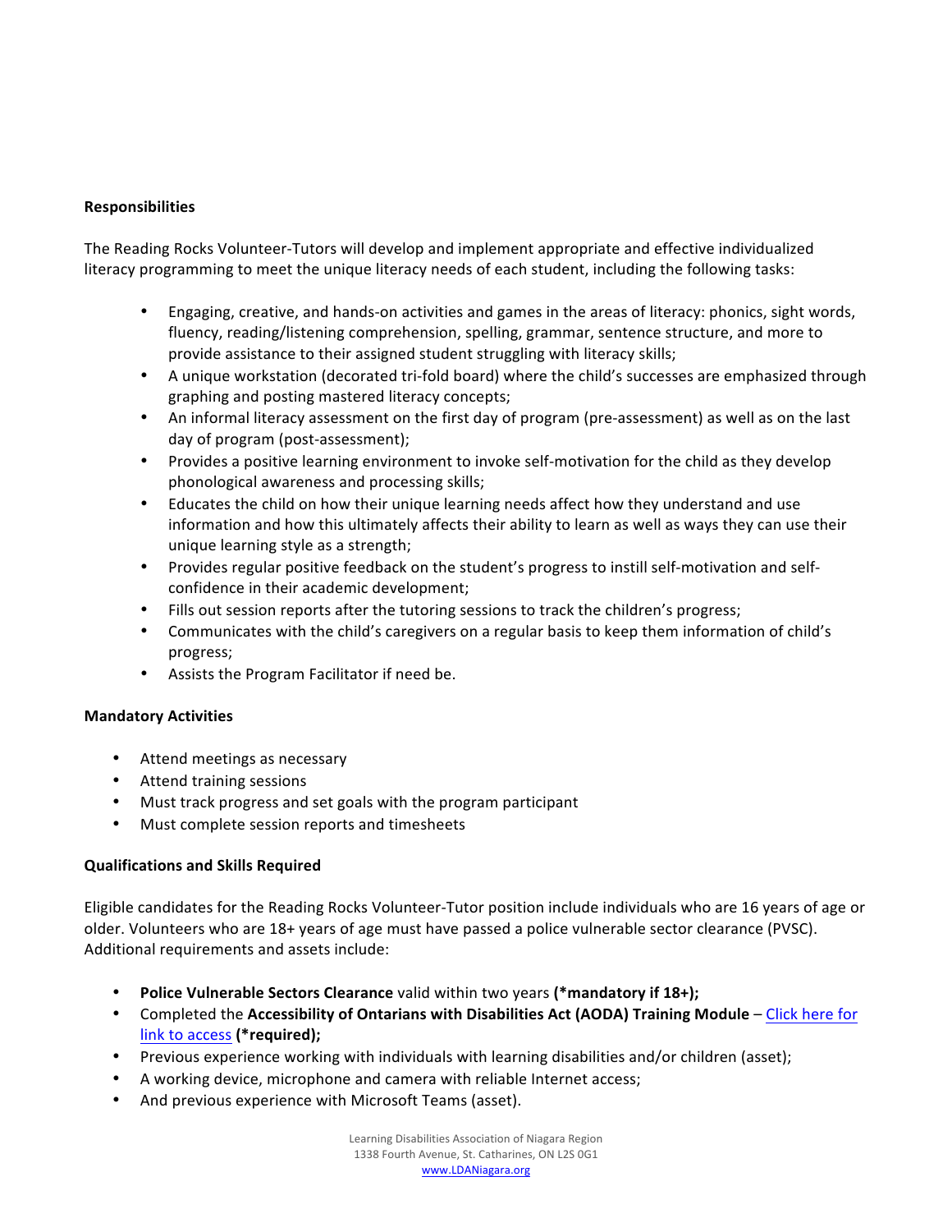**Responsibilities**

The Reading Rocks Volunteer-Tutors will develop and implement appropriate and effective individualized literacy programming to meet the unique literacy needs of each student, including the following tasks:

- Engaging, creative, and hands-on activities and games in the areas of literacy: phonics, sight words, fluency, reading/listening comprehension, spelling, grammar, sentence structure, and more to provide assistance to their assigned student struggling with literacy skills;
- A unique workstation (decorated tri-fold board) where the child's successes are emphasized through graphing and posting mastered literacy concepts;
- An informal literacy assessment on the first day of program (pre-assessment) as well as on the last day of program (post-assessment);
- Provides a positive learning environment to invoke self-motivation for the child as they develop phonological awareness and processing skills;
- Educates the child on how their unique learning needs affect how they understand and use information and how this ultimately affects their ability to learn as well as ways they can use their unique learning style as a strength;
- Provides regular positive feedback on the student's progress to instill self-motivation and self-confidence in their academic development;
- Fills out session reports after the tutoring sessions to track the children's progress;
- Communicates with the child's caregivers on a regular basis to keep them information of child's progress;
- Assists the Program Facilitator if need be.

**Mandatory Activities**

- Attend meetings as necessary
- Attend training sessions
- Must track progress and set goals with the program participant
- Must complete session reports and timesheets

**Qualifications and Skills Required**

Eligible candidates for the Reading Rocks Volunteer-Tutor position include individuals who are 16 years of age or older. Volunteers who are 18+ years of age must have passed a police vulnerable sector clearance (PVSC). Additional requirements and assets include:

- **Police Vulnerable Sectors Clearance** valid within two years **(*mandatory if 18+);**
- Completed the **Accessibility of Ontarians with Disabilities Act (AODA) Training Module** – Click here for link to access **(*required);**
- Previous experience working with individuals with learning disabilities and/or children (asset);
- A working device, microphone and camera with reliable Internet access;
- And previous experience with Microsoft Teams (asset).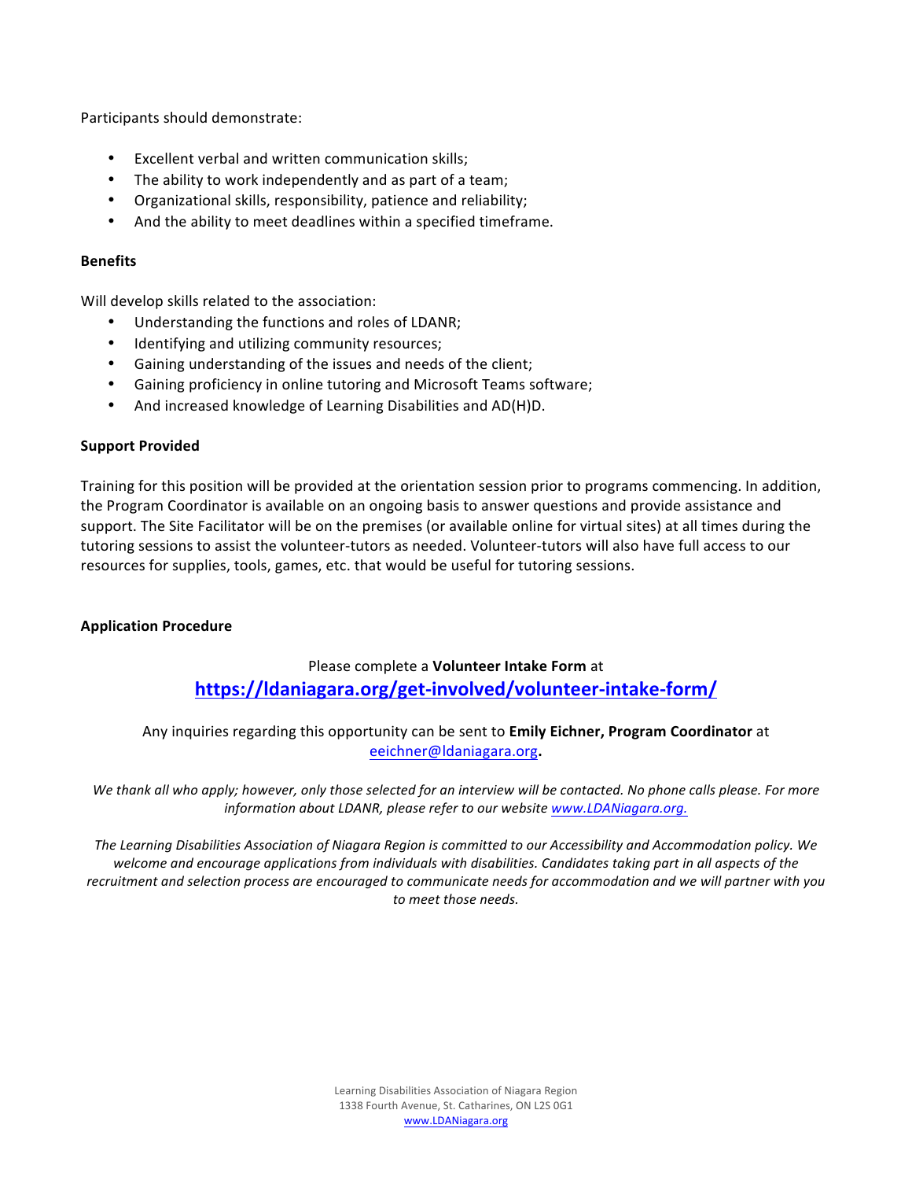Participants should demonstrate:

- Excellent verbal and written communication skills;
- The ability to work independently and as part of a team;
- Organizational skills, responsibility, patience and reliability;
- And the ability to meet deadlines within a specified timeframe.

**Benefits**

Will develop skills related to the association:

- Understanding the functions and roles of LDANR;
- Identifying and utilizing community resources;
- Gaining understanding of the issues and needs of the client;
- Gaining proficiency in online tutoring and Microsoft Teams software;
- And increased knowledge of Learning Disabilities and AD(H)D.

**Support Provided**

Training for this position will be provided at the orientation session prior to programs commencing. In addition, the Program Coordinator is available on an ongoing basis to answer questions and provide assistance and support. The Site Facilitator will be on the premises (or available online for virtual sites) at all times during the tutoring sessions to assist the volunteer-tutors as needed. Volunteer-tutors will also have full access to our resources for supplies, tools, games, etc. that would be useful for tutoring sessions.

**Application Procedure**

Please complete a **Volunteer Intake Form** at
**https://ldaniagara.org/get-involved/volunteer-intake-form/**

Any inquiries regarding this opportunity can be sent to **Emily Eichner, Program Coordinator** at eeichner@ldaniagara.org**.**

*We thank all who apply; however, only those selected for an interview will be contacted. No phone calls please. For more information about LDANR, please refer to our website www.LDANiagara.org.*

*The Learning Disabilities Association of Niagara Region is committed to our Accessibility and Accommodation policy. We welcome and encourage applications from individuals with disabilities. Candidates taking part in all aspects of the recruitment and selection process are encouraged to communicate needs for accommodation and we will partner with you to meet those needs.*